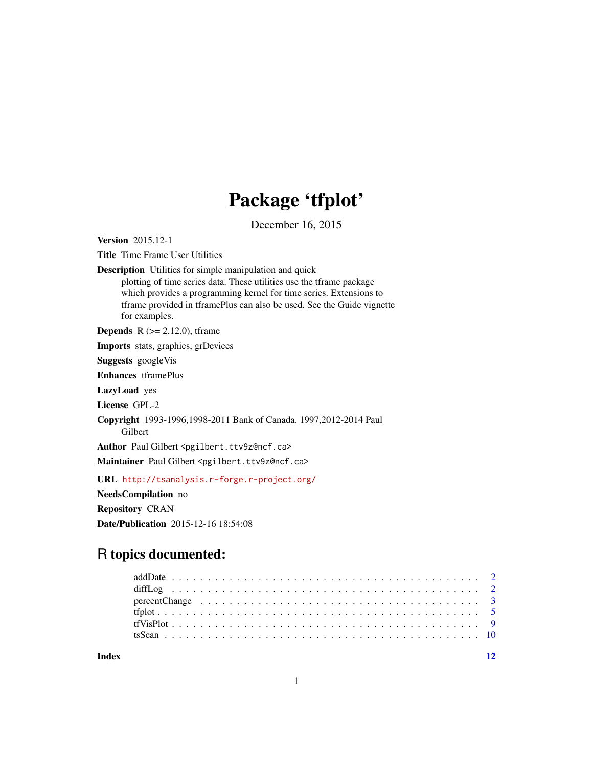# Package 'tfplot'

December 16, 2015

**Version** 2015.12-1

**Title** Time Frame User Utilities

**Description** Utilities for simple manipulation and quick plotting of time series data. These utilities use the tframe package which provides a programming kernel for time series. Extensions to tframe provided in tframePlus can also be used. See the Guide vignette for examples.

**Depends** R (>= 2.12.0), tframe

**Imports** stats, graphics, grDevices

**Suggests** googleVis

**Enhances** tframePlus

**LazyLoad** yes

**License** GPL-2

**Copyright** 1993-1996,1998-2011 Bank of Canada. 1997,2012-2014 Paul Gilbert

**Author** Paul Gilbert <pgilbert.ttv9z@ncf.ca>

**Maintainer** Paul Gilbert <pgilbert.ttv9z@ncf.ca>

**URL** http://tsanalysis.r-forge.r-project.org/

**NeedsCompilation** no

**Repository** CRAN

**Date/Publication** 2015-12-16 18:54:08

## R topics documented:

- addDate . . . . . . . . . . . . . . . . . . . . . . . . . . . . . . . . . . . . . . . . . . 2
- diffLog . . . . . . . . . . . . . . . . . . . . . . . . . . . . . . . . . . . . . . . . . . 2
- percentChange . . . . . . . . . . . . . . . . . . . . . . . . . . . . . . . . . . . . . . 3
- tfplot . . . . . . . . . . . . . . . . . . . . . . . . . . . . . . . . . . . . . . . . . . . 5
- tfVisPlot . . . . . . . . . . . . . . . . . . . . . . . . . . . . . . . . . . . . . . . . . 9
- tsScan . . . . . . . . . . . . . . . . . . . . . . . . . . . . . . . . . . . . . . . . . . 10

**Index** **12**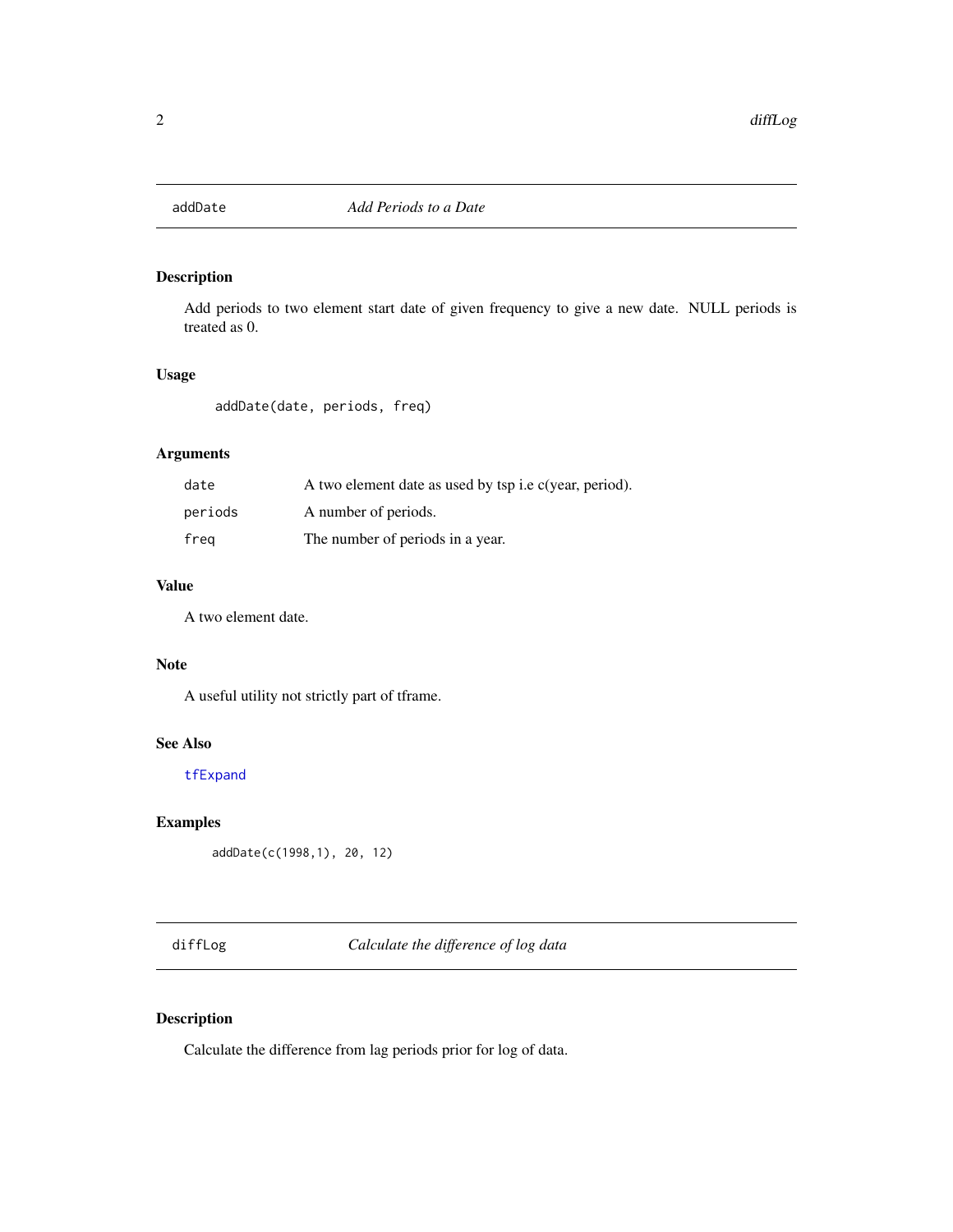## addDate — *Add Periods to a Date*

### Description

Add periods to two element start date of given frequency to give a new date. NULL periods is treated as 0.

### Usage

```
addDate(date, periods, freq)
```

### Arguments

| | |
|---|---|
| `date` | A two element date as used by tsp i.e c(year, period). |
| `periods` | A number of periods. |
| `freq` | The number of periods in a year. |

### Value

A two element date.

### Note

A useful utility not strictly part of tframe.

### See Also

`tfExpand`

### Examples

```
addDate(c(1998,1), 20, 12)
```

## diffLog — *Calculate the difference of log data*

### Description

Calculate the difference from lag periods prior for log of data.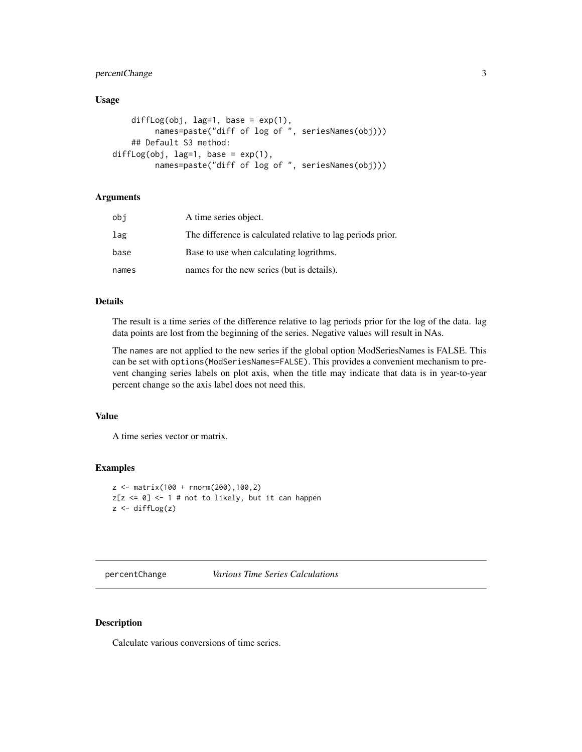### Usage

```
    diffLog(obj, lag=1, base = exp(1),
         names=paste("diff of log of ", seriesNames(obj)))
    ## Default S3 method:
diffLog(obj, lag=1, base = exp(1),
         names=paste("diff of log of ", seriesNames(obj)))
```

### Arguments

| | |
|---|---|
| obj | A time series object. |
| lag | The difference is calculated relative to lag periods prior. |
| base | Base to use when calculating logrithms. |
| names | names for the new series (but is details). |

### Details

The result is a time series of the difference relative to lag periods prior for the log of the data. lag data points are lost from the beginning of the series. Negative values will result in NAs.

The names are not applied to the new series if the global option ModSeriesNames is FALSE. This can be set with `options(ModSeriesNames=FALSE)`. This provides a convenient mechanism to prevent changing series labels on plot axis, when the title may indicate that data is in year-to-year percent change so the axis label does not need this.

### Value

A time series vector or matrix.

### Examples

```
z <- matrix(100 + rnorm(200),100,2)
z[z <= 0] <- 1 # not to likely, but it can happen
z <- diffLog(z)
```

---

## percentChange *Various Time Series Calculations*

---

### Description

Calculate various conversions of time series.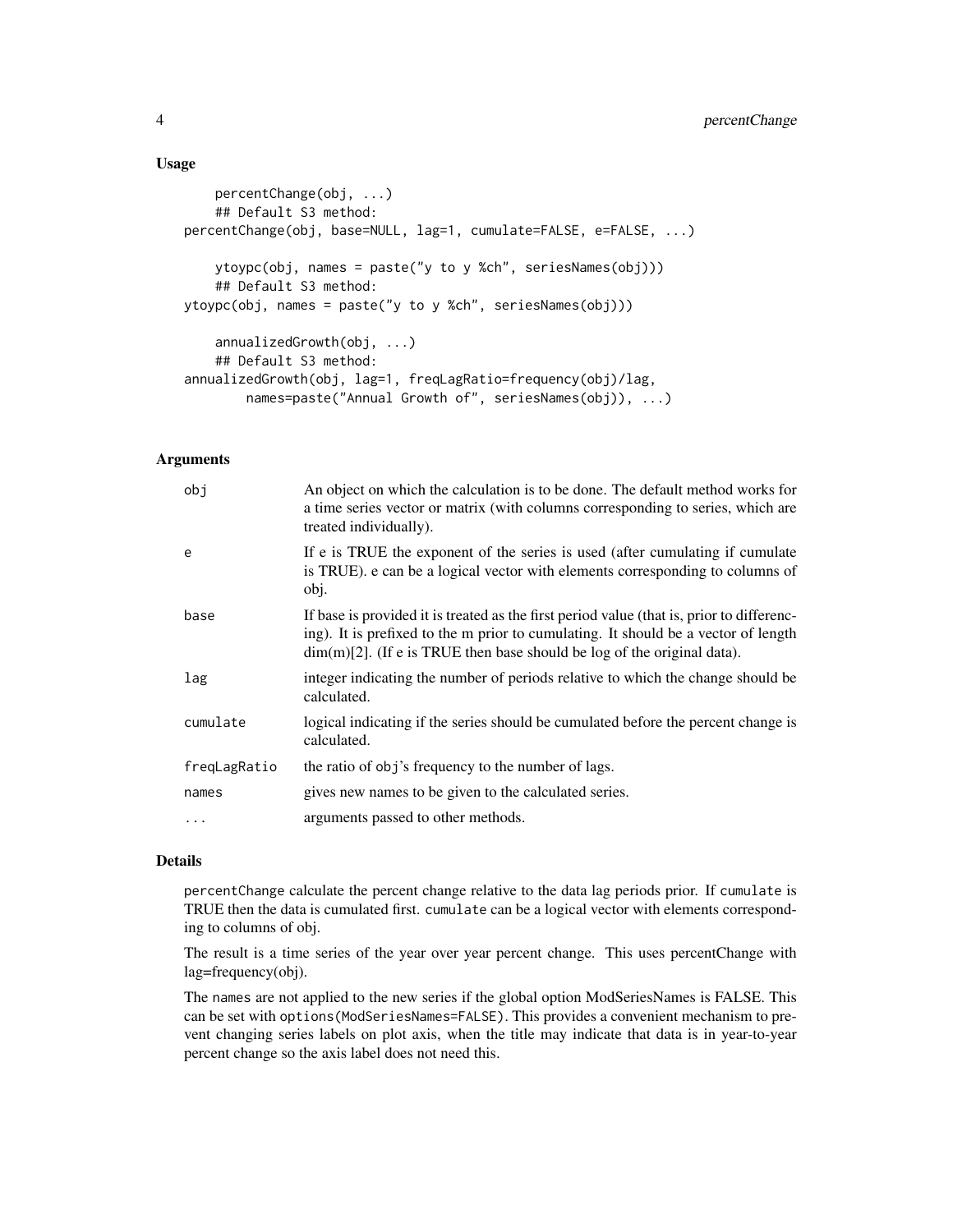## Usage

```
    percentChange(obj, ...)
    ## Default S3 method:
percentChange(obj, base=NULL, lag=1, cumulate=FALSE, e=FALSE, ...)

    ytoypc(obj, names = paste("y to y %ch", seriesNames(obj)))
    ## Default S3 method:
ytoypc(obj, names = paste("y to y %ch", seriesNames(obj)))

    annualizedGrowth(obj, ...)
    ## Default S3 method:
annualizedGrowth(obj, lag=1, freqLagRatio=frequency(obj)/lag,
       names=paste("Annual Growth of", seriesNames(obj)), ...)
```

## Arguments

| | |
|---|---|
| `obj` | An object on which the calculation is to be done. The default method works for a time series vector or matrix (with columns corresponding to series, which are treated individually). |
| `e` | If e is TRUE the exponent of the series is used (after cumulating if cumulate is TRUE). e can be a logical vector with elements corresponding to columns of obj. |
| `base` | If base is provided it is treated as the first period value (that is, prior to differencing). It is prefixed to the m prior to cumulating. It should be a vector of length dim(m)[2]. (If e is TRUE then base should be log of the original data). |
| `lag` | integer indicating the number of periods relative to which the change should be calculated. |
| `cumulate` | logical indicating if the series should be cumulated before the percent change is calculated. |
| `freqLagRatio` | the ratio of `obj`'s frequency to the number of lags. |
| `names` | gives new names to be given to the calculated series. |
| `...` | arguments passed to other methods. |

## Details

`percentChange` calculate the percent change relative to the data lag periods prior. If `cumulate` is TRUE then the data is cumulated first. `cumulate` can be a logical vector with elements corresponding to columns of obj.

The result is a time series of the year over year percent change. This uses percentChange with lag=frequency(obj).

The `names` are not applied to the new series if the global option ModSeriesNames is FALSE. This can be set with `options(ModSeriesNames=FALSE)`. This provides a convenient mechanism to prevent changing series labels on plot axis, when the title may indicate that data is in year-to-year percent change so the axis label does not need this.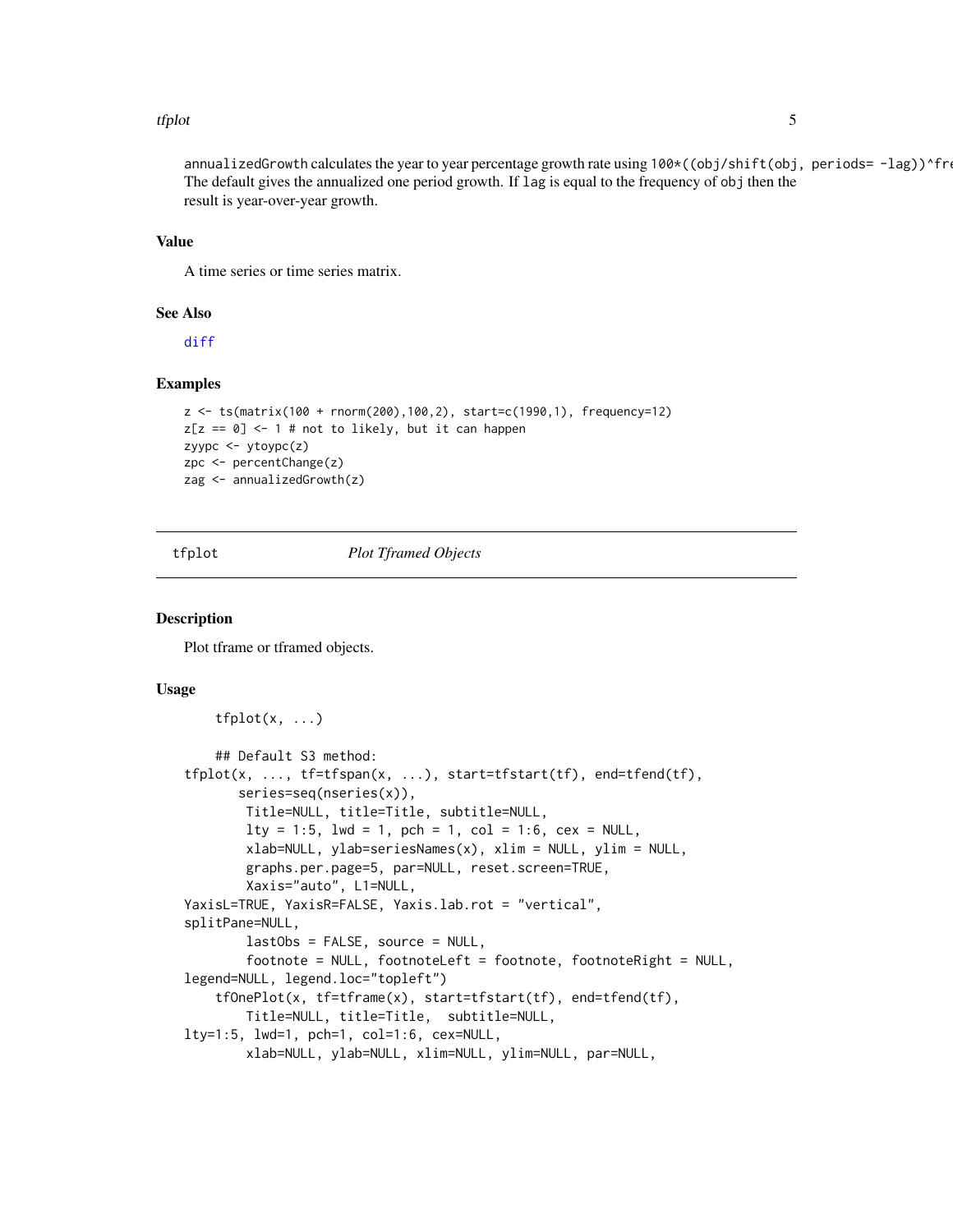annualizedGrowth calculates the year to year percentage growth rate using `100*((obj/shift(obj, periods= -lag))^fre` The default gives the annualized one period growth. If lag is equal to the frequency of obj then the result is year-over-year growth.

### Value

A time series or time series matrix.

### See Also

diff

### Examples

```
z <- ts(matrix(100 + rnorm(200),100,2), start=c(1990,1), frequency=12)
z[z == 0] <- 1 # not to likely, but it can happen
zyypc <- ytoypc(z)
zpc <- percentChange(z)
zag <- annualizedGrowth(z)
```

---

## tfplot — *Plot Tframed Objects*

### Description

Plot tframe or tframed objects.

### Usage

```
    tfplot(x, ...)

    ## Default S3 method:
tfplot(x, ..., tf=tfspan(x, ...), start=tfstart(tf), end=tfend(tf),
       series=seq(nseries(x)),
        Title=NULL, title=Title, subtitle=NULL,
        lty = 1:5, lwd = 1, pch = 1, col = 1:6, cex = NULL,
        xlab=NULL, ylab=seriesNames(x), xlim = NULL, ylim = NULL,
        graphs.per.page=5, par=NULL, reset.screen=TRUE,
        Xaxis="auto", L1=NULL,
YaxisL=TRUE, YaxisR=FALSE, Yaxis.lab.rot = "vertical",
splitPane=NULL,
        lastObs = FALSE, source = NULL,
        footnote = NULL, footnoteLeft = footnote, footnoteRight = NULL,
legend=NULL, legend.loc="topleft")
    tfOnePlot(x, tf=tframe(x), start=tfstart(tf), end=tfend(tf),
        Title=NULL, title=Title,  subtitle=NULL,
lty=1:5, lwd=1, pch=1, col=1:6, cex=NULL,
        xlab=NULL, ylab=NULL, xlim=NULL, ylim=NULL, par=NULL,
```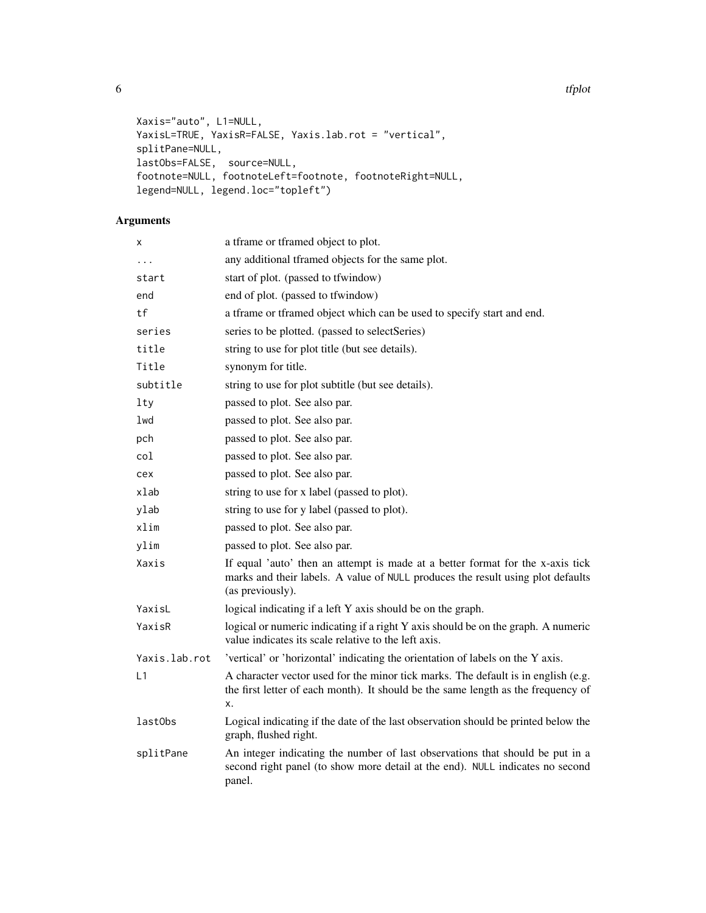```
Xaxis="auto", L1=NULL,
YaxisL=TRUE, YaxisR=FALSE, Yaxis.lab.rot = "vertical",
splitPane=NULL,
lastObs=FALSE,  source=NULL,
footnote=NULL, footnoteLeft=footnote, footnoteRight=NULL,
legend=NULL, legend.loc="topleft")
```

## Arguments

| | |
|---|---|
| `x` | a tframe or tframed object to plot. |
| `...` | any additional tframed objects for the same plot. |
| `start` | start of plot. (passed to tfwindow) |
| `end` | end of plot. (passed to tfwindow) |
| `tf` | a tframe or tframed object which can be used to specify start and end. |
| `series` | series to be plotted. (passed to selectSeries) |
| `title` | string to use for plot title (but see details). |
| `Title` | synonym for title. |
| `subtitle` | string to use for plot subtitle (but see details). |
| `lty` | passed to plot. See also par. |
| `lwd` | passed to plot. See also par. |
| `pch` | passed to plot. See also par. |
| `col` | passed to plot. See also par. |
| `cex` | passed to plot. See also par. |
| `xlab` | string to use for x label (passed to plot). |
| `ylab` | string to use for y label (passed to plot). |
| `xlim` | passed to plot. See also par. |
| `ylim` | passed to plot. See also par. |
| `Xaxis` | If equal 'auto' then an attempt is made at a better format for the x-axis tick marks and their labels. A value of `NULL` produces the result using plot defaults (as previously). |
| `YaxisL` | logical indicating if a left Y axis should be on the graph. |
| `YaxisR` | logical or numeric indicating if a right Y axis should be on the graph. A numeric value indicates its scale relative to the left axis. |
| `Yaxis.lab.rot` | 'vertical' or 'horizontal' indicating the orientation of labels on the Y axis. |
| `L1` | A character vector used for the minor tick marks. The default is in english (e.g. the first letter of each month). It should be the same length as the frequency of `x`. |
| `lastObs` | Logical indicating if the date of the last observation should be printed below the graph, flushed right. |
| `splitPane` | An integer indicating the number of last observations that should be put in a second right panel (to show more detail at the end). `NULL` indicates no second panel. |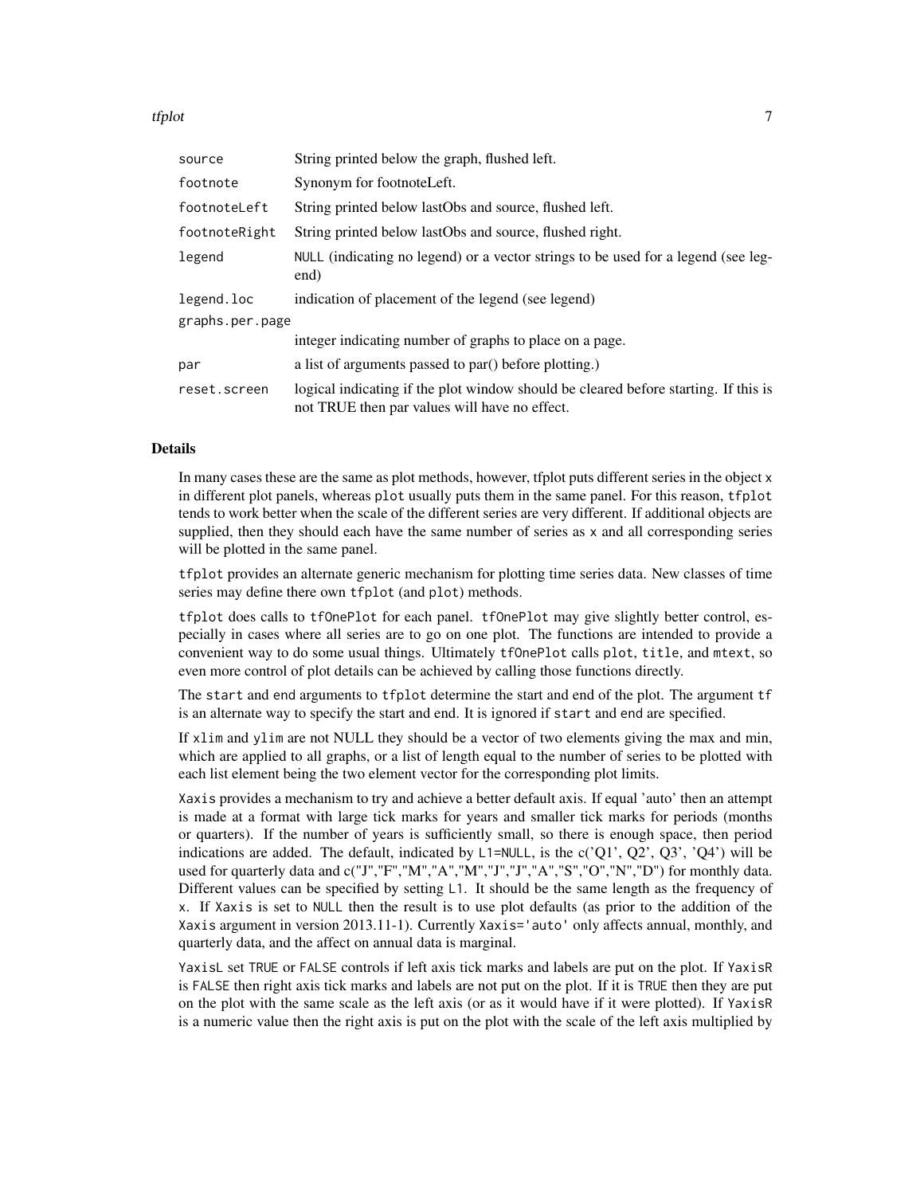| | |
|---|---|
| `source` | String printed below the graph, flushed left. |
| `footnote` | Synonym for footnoteLeft. |
| `footnoteLeft` | String printed below lastObs and source, flushed left. |
| `footnoteRight` | String printed below lastObs and source, flushed right. |
| `legend` | `NULL` (indicating no legend) or a vector strings to be used for a legend (see legend) |
| `legend.loc` | indication of placement of the legend (see legend) |
| `graphs.per.page` | integer indicating number of graphs to place on a page. |
| `par` | a list of arguments passed to par() before plotting.) |
| `reset.screen` | logical indicating if the plot window should be cleared before starting. If this is not TRUE then par values will have no effect. |

### Details

In many cases these are the same as plot methods, however, tfplot puts different series in the object `x` in different plot panels, whereas `plot` usually puts them in the same panel. For this reason, `tfplot` tends to work better when the scale of the different series are very different. If additional objects are supplied, then they should each have the same number of series as `x` and all corresponding series will be plotted in the same panel.

`tfplot` provides an alternate generic mechanism for plotting time series data. New classes of time series may define there own `tfplot` (and `plot`) methods.

`tfplot` does calls to `tfOnePlot` for each panel. `tfOnePlot` may give slightly better control, especially in cases where all series are to go on one plot. The functions are intended to provide a convenient way to do some usual things. Ultimately `tfOnePlot` calls `plot`, `title`, and `mtext`, so even more control of plot details can be achieved by calling those functions directly.

The `start` and `end` arguments to `tfplot` determine the start and end of the plot. The argument `tf` is an alternate way to specify the start and end. It is ignored if `start` and `end` are specified.

If `xlim` and `ylim` are not NULL they should be a vector of two elements giving the max and min, which are applied to all graphs, or a list of length equal to the number of series to be plotted with each list element being the two element vector for the corresponding plot limits.

`Xaxis` provides a mechanism to try and achieve a better default axis. If equal 'auto' then an attempt is made at a format with large tick marks for years and smaller tick marks for periods (months or quarters). If the number of years is sufficiently small, so there is enough space, then period indications are added. The default, indicated by `L1=NULL`, is the c('Q1', Q2', Q3', 'Q4') will be used for quarterly data and c("J","F","M","A","M","J","J","A","S","O","N","D") for monthly data. Different values can be specified by setting `L1`. It should be the same length as the frequency of `x`. If `Xaxis` is set to `NULL` then the result is to use plot defaults (as prior to the addition of the `Xaxis` argument in version 2013.11-1). Currently `Xaxis='auto'` only affects annual, monthly, and quarterly data, and the affect on annual data is marginal.

`YaxisL` set `TRUE` or `FALSE` controls if left axis tick marks and labels are put on the plot. If `YaxisR` is `FALSE` then right axis tick marks and labels are not put on the plot. If it is `TRUE` then they are put on the plot with the same scale as the left axis (or as it would have if it were plotted). If `YaxisR` is a numeric value then the right axis is put on the plot with the scale of the left axis multiplied by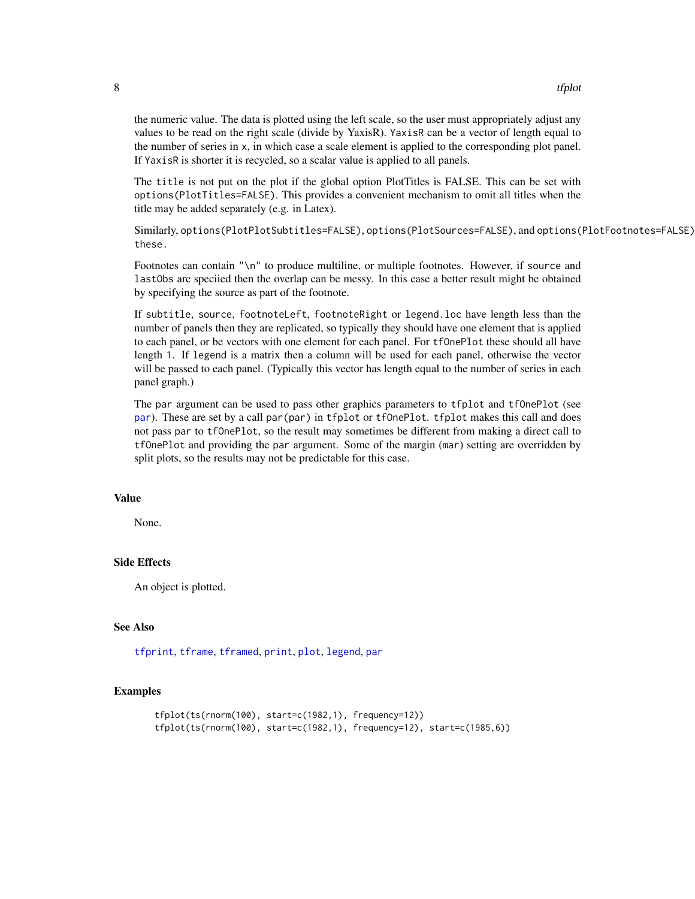the numeric value. The data is plotted using the left scale, so the user must appropriately adjust any values to be read on the right scale (divide by YaxisR). `YaxisR` can be a vector of length equal to the number of series in `x`, in which case a scale element is applied to the corresponding plot panel. If `YaxisR` is shorter it is recycled, so a scalar value is applied to all panels.

The `title` is not put on the plot if the global option PlotTitles is FALSE. This can be set with `options(PlotTitles=FALSE)`. This provides a convenient mechanism to omit all titles when the title may be added separately (e.g. in Latex).

Similarly, `options(PlotPlotSubtitles=FALSE)`, `options(PlotSources=FALSE)`, and `options(PlotFootnotes=FALSE)` these.

Footnotes can contain `"\n"` to produce multiline, or multiple footnotes. However, if `source` and `lastObs` are speciied then the overlap can be messy. In this case a better result might be obtained by specifying the source as part of the footnote.

If `subtitle`, `source`, `footnoteLeft`, `footnoteRight` or `legend.loc` have length less than the number of panels then they are replicated, so typically they should have one element that is applied to each panel, or be vectors with one element for each panel. For `tfOnePlot` these should all have length 1. If `legend` is a matrix then a column will be used for each panel, otherwise the vector will be passed to each panel. (Typically this vector has length equal to the number of series in each panel graph.)

The `par` argument can be used to pass other graphics parameters to `tfplot` and `tfOnePlot` (see `par`). These are set by a call `par(par)` in `tfplot` or `tfOnePlot`. `tfplot` makes this call and does not pass `par` to `tfOnePlot`, so the result may sometimes be different from making a direct call to `tfOnePlot` and providing the `par` argument. Some of the margin (`mar`) setting are overridden by split plots, so the results may not be predictable for this case.

## Value

None.

## Side Effects

An object is plotted.

## See Also

`tfprint`, `tframe`, `tframed`, `print`, `plot`, `legend`, `par`

## Examples

```
tfplot(ts(rnorm(100), start=c(1982,1), frequency=12))
tfplot(ts(rnorm(100), start=c(1982,1), frequency=12), start=c(1985,6))
```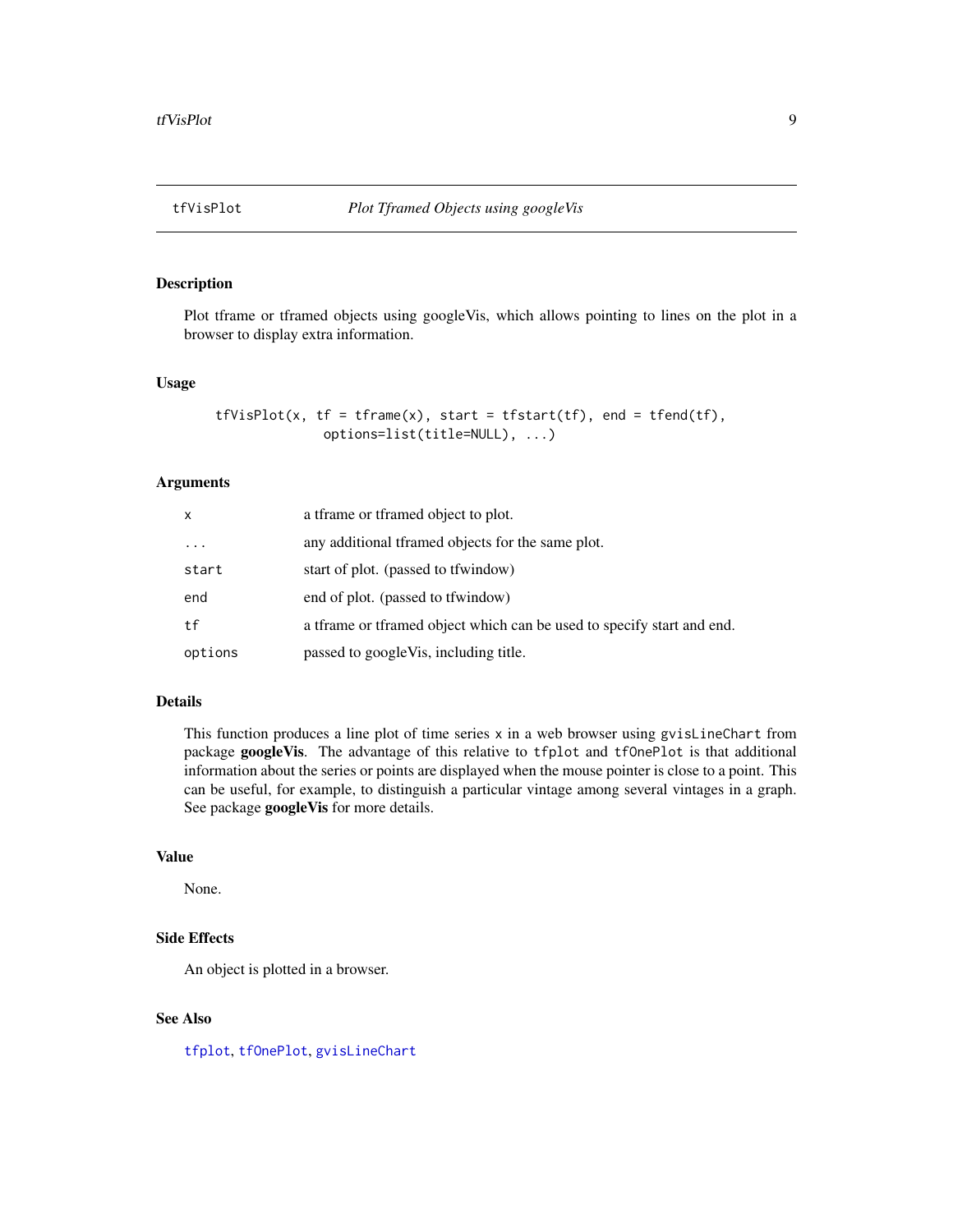# tfVisPlot *Plot Tframed Objects using googleVis*

## Description

Plot tframe or tframed objects using googleVis, which allows pointing to lines on the plot in a browser to display extra information.

## Usage

```
tfVisPlot(x, tf = tframe(x), start = tfstart(tf), end = tfend(tf),
          options=list(title=NULL), ...)
```

## Arguments

| | |
|---|---|
| `x` | a tframe or tframed object to plot. |
| `...` | any additional tframed objects for the same plot. |
| `start` | start of plot. (passed to tfwindow) |
| `end` | end of plot. (passed to tfwindow) |
| `tf` | a tframe or tframed object which can be used to specify start and end. |
| `options` | passed to googleVis, including title. |

## Details

This function produces a line plot of time series `x` in a web browser using `gvisLineChart` from package **googleVis**. The advantage of this relative to `tfplot` and `tfOnePlot` is that additional information about the series or points are displayed when the mouse pointer is close to a point. This can be useful, for example, to distinguish a particular vintage among several vintages in a graph. See package **googleVis** for more details.

## Value

None.

## Side Effects

An object is plotted in a browser.

## See Also

`tfplot`, `tfOnePlot`, `gvisLineChart`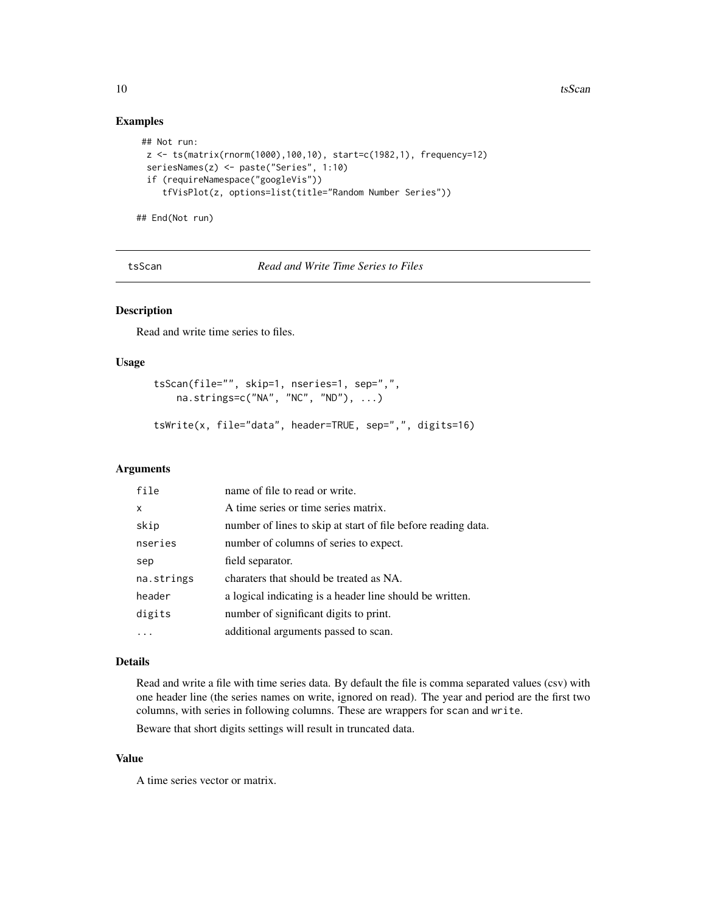## Examples

```
 ## Not run:
  z <- ts(matrix(rnorm(1000),100,10), start=c(1982,1), frequency=12)
  seriesNames(z) <- paste("Series", 1:10)
  if (requireNamespace("googleVis"))
     tfVisPlot(z, options=list(title="Random Number Series"))

## End(Not run)
```

---

tsScan *Read and Write Time Series to Files*

---

## Description

Read and write time series to files.

## Usage

```
tsScan(file="", skip=1, nseries=1, sep=",",
    na.strings=c("NA", "NC", "ND"), ...)

tsWrite(x, file="data", header=TRUE, sep=",", digits=16)
```

## Arguments

| | |
|---|---|
| `file` | name of file to read or write. |
| `x` | A time series or time series matrix. |
| `skip` | number of lines to skip at start of file before reading data. |
| `nseries` | number of columns of series to expect. |
| `sep` | field separator. |
| `na.strings` | charaters that should be treated as NA. |
| `header` | a logical indicating is a header line should be written. |
| `digits` | number of significant digits to print. |
| `...` | additional arguments passed to scan. |

## Details

Read and write a file with time series data. By default the file is comma separated values (csv) with one header line (the series names on write, ignored on read). The year and period are the first two columns, with series in following columns. These are wrappers for `scan` and `write`.

Beware that short digits settings will result in truncated data.

## Value

A time series vector or matrix.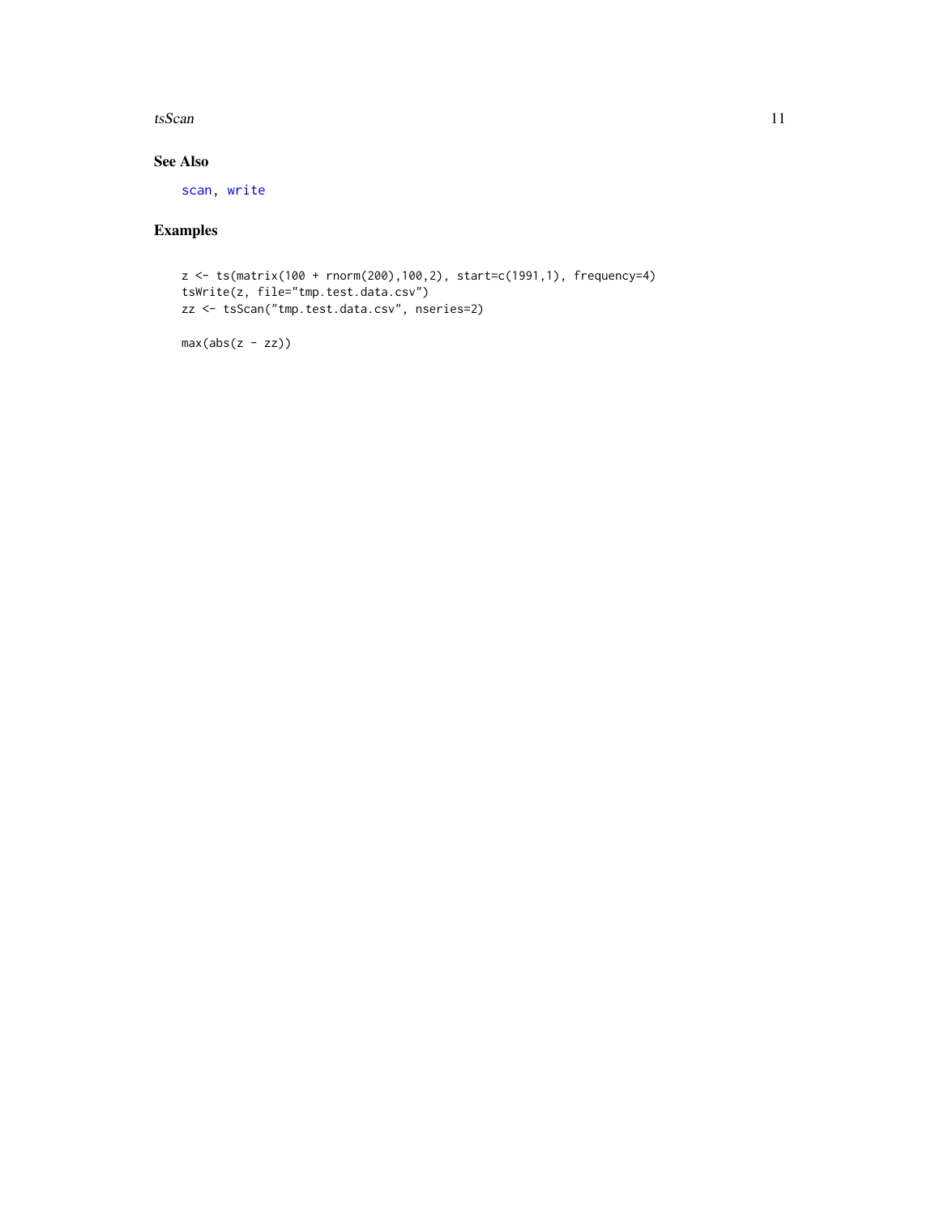## See Also

scan, write

## Examples

```
z <- ts(matrix(100 + rnorm(200),100,2), start=c(1991,1), frequency=4)
tsWrite(z, file="tmp.test.data.csv")
zz <- tsScan("tmp.test.data.csv", nseries=2)

max(abs(z - zz))
```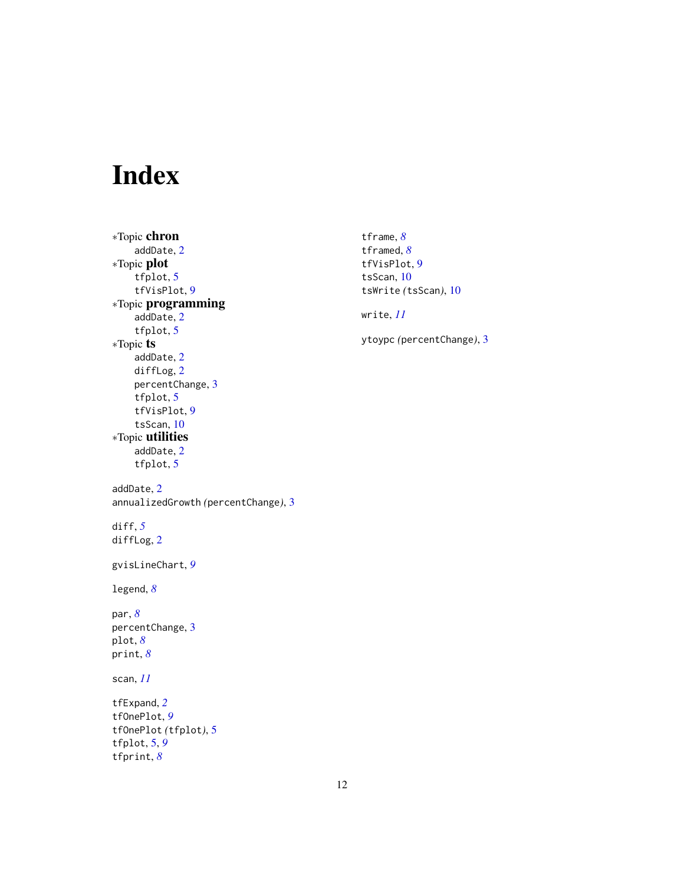# Index

*Topic **chron**
  addDate, 2
*Topic **plot**
  tfplot, 5
  tfVisPlot, 9
*Topic **programming**
  addDate, 2
  tfplot, 5
*Topic **ts**
  addDate, 2
  diffLog, 2
  percentChange, 3
  tfplot, 5
  tfVisPlot, 9
  tsScan, 10
*Topic **utilities**
  addDate, 2
  tfplot, 5

addDate, 2
annualizedGrowth *(*percentChange*)*, 3

diff, *5*
diffLog, 2

gvisLineChart, *9*

legend, *8*

par, *8*
percentChange, 3
plot, *8*
print, *8*

scan, *11*

tfExpand, *2*
tfOnePlot, *9*
tfOnePlot *(*tfplot*)*, 5
tfplot, 5, *9*
tfprint, *8*
tframe, *8*
tframed, *8*
tfVisPlot, 9
tsScan, 10
tsWrite *(*tsScan*)*, 10

write, *11*

ytoypc *(*percentChange*)*, 3